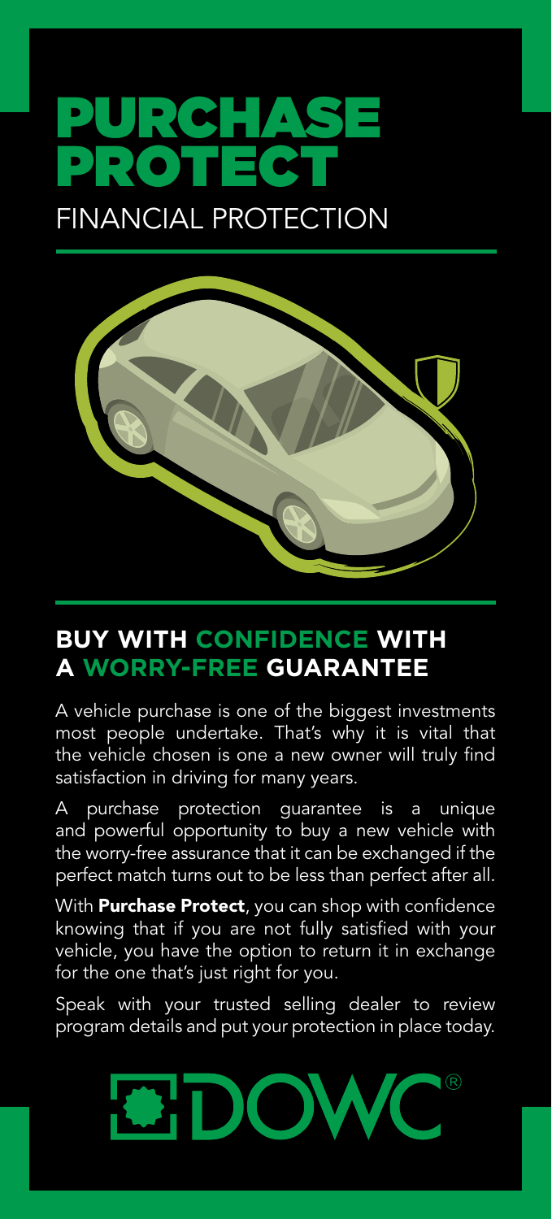# PURCHASE PROTECT

## FINANCIAL PROTECTION

## BUY WITH CONFIDENCE WITH A WORRY-FREE GUARANTEE

A vehicle purchase is one of the biggest investments most people undertake. That's why it is vital that the vehicle chosen is one a new owner will truly find satisfaction in driving for many years.

A purchase protection guarantee is a unique and powerful opportunity to buy a new vehicle with the worry-free assurance that it can be exchanged if the perfect match turns out to be less than perfect after all.

With **Purchase Protect**, you can shop with confidence knowing that if you are not fully satisfied with your vehicle, you have the option to return it in exchange for the one that's just right for you.

Speak with your trusted selling dealer to review program details and put your protection in place today.

DOWC®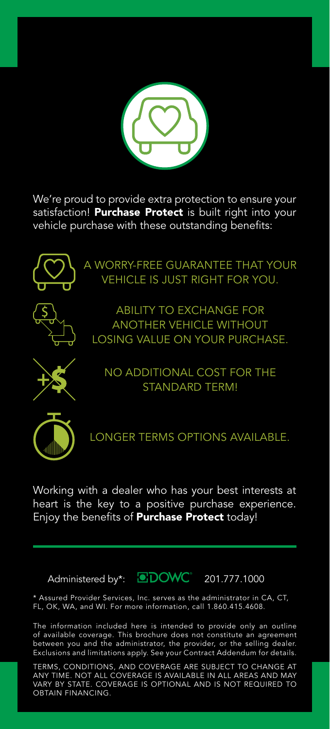We're proud to provide extra protection to ensure your satisfaction! **Purchase Protect** is built right into your vehicle purchase with these outstanding benefits:

A WORRY-FREE GUARANTEE THAT YOUR VEHICLE IS JUST RIGHT FOR YOU.

ABILITY TO EXCHANGE FOR ANOTHER VEHICLE WITHOUT LOSING VALUE ON YOUR PURCHASE.

NO ADDITIONAL COST FOR THE STANDARD TERM!

LONGER TERMS OPTIONS AVAILABLE.

Working with a dealer who has your best interests at heart is the key to a positive purchase experience. Enjoy the benefits of **Purchase Protect** today!

Administered by*: DOWC® 201.777.1000

* Assured Provider Services, Inc. serves as the administrator in CA, CT, FL, OK, WA, and WI. For more information, call 1.860.415.4608.

The information included here is intended to provide only an outline of available coverage. This brochure does not constitute an agreement between you and the administrator, the provider, or the selling dealer. Exclusions and limitations apply. See your Contract Addendum for details.

TERMS, CONDITIONS, AND COVERAGE ARE SUBJECT TO CHANGE AT ANY TIME. NOT ALL COVERAGE IS AVAILABLE IN ALL AREAS AND MAY VARY BY STATE. COVERAGE IS OPTIONAL AND IS NOT REQUIRED TO OBTAIN FINANCING.